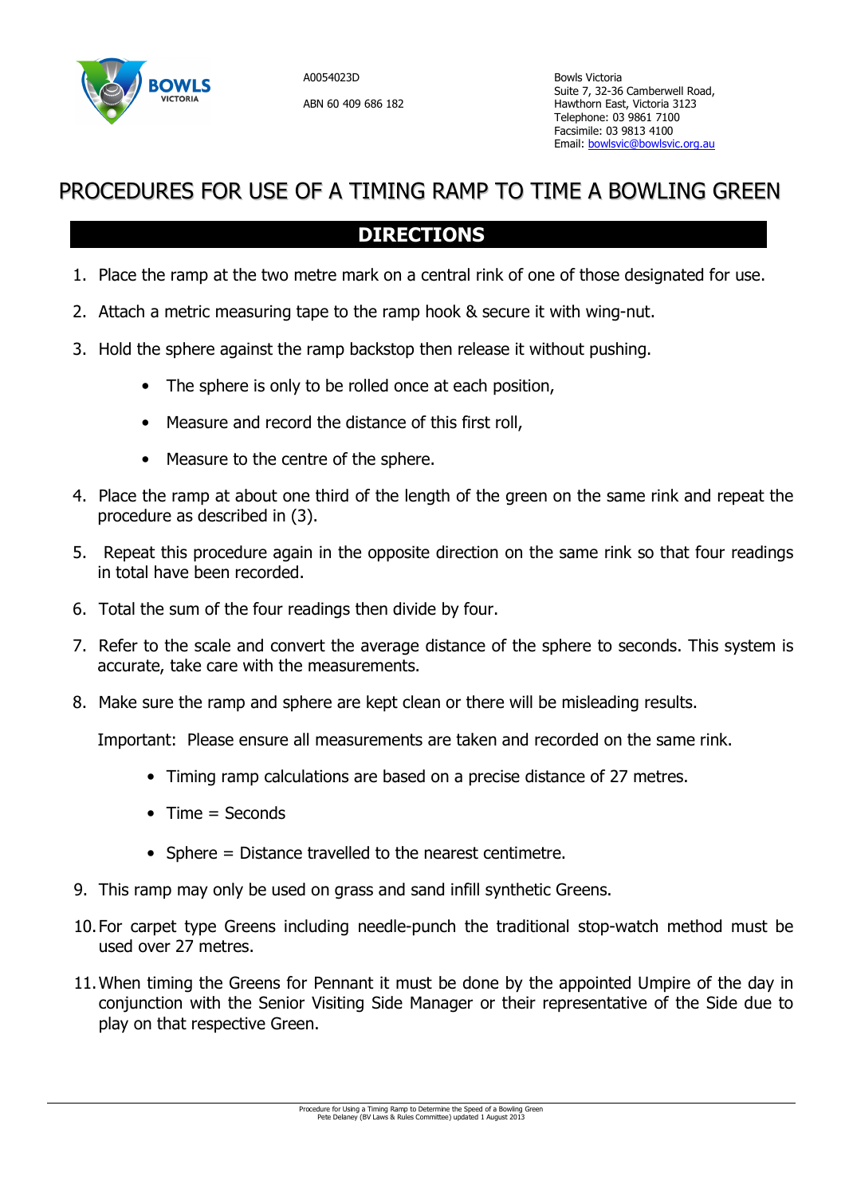A0054023D

ABN 60 409 686 182

Bowls Victoria
Suite 7, 32-36 Camberwell Road,
Hawthorn East, Victoria 3123
Telephone: 03 9861 7100
Facsimile: 03 9813 4100
Email: bowlsvic@bowlsvic.org.au

# PROCEDURES FOR USE OF A TIMING RAMP TO TIME A BOWLING GREEN

## DIRECTIONS

1. Place the ramp at the two metre mark on a central rink of one of those designated for use.
2. Attach a metric measuring tape to the ramp hook & secure it with wing-nut.
3. Hold the sphere against the ramp backstop then release it without pushing.
   - The sphere is only to be rolled once at each position,
   - Measure and record the distance of this first roll,
   - Measure to the centre of the sphere.
4. Place the ramp at about one third of the length of the green on the same rink and repeat the procedure as described in (3).
5. Repeat this procedure again in the opposite direction on the same rink so that four readings in total have been recorded.
6. Total the sum of the four readings then divide by four.
7. Refer to the scale and convert the average distance of the sphere to seconds. This system is accurate, take care with the measurements.
8. Make sure the ramp and sphere are kept clean or there will be misleading results.

   Important: Please ensure all measurements are taken and recorded on the same rink.

   - Timing ramp calculations are based on a precise distance of 27 metres.
   - Time = Seconds
   - Sphere = Distance travelled to the nearest centimetre.
9. This ramp may only be used on grass and sand infill synthetic Greens.
10. For carpet type Greens including needle-punch the traditional stop-watch method must be used over 27 metres.
11. When timing the Greens for Pennant it must be done by the appointed Umpire of the day in conjunction with the Senior Visiting Side Manager or their representative of the Side due to play on that respective Green.

Procedure for Using a Timing Ramp to Determine the Speed of a Bowling Green
Pete Delaney (BV Laws & Rules Committee) updated 1 August 2013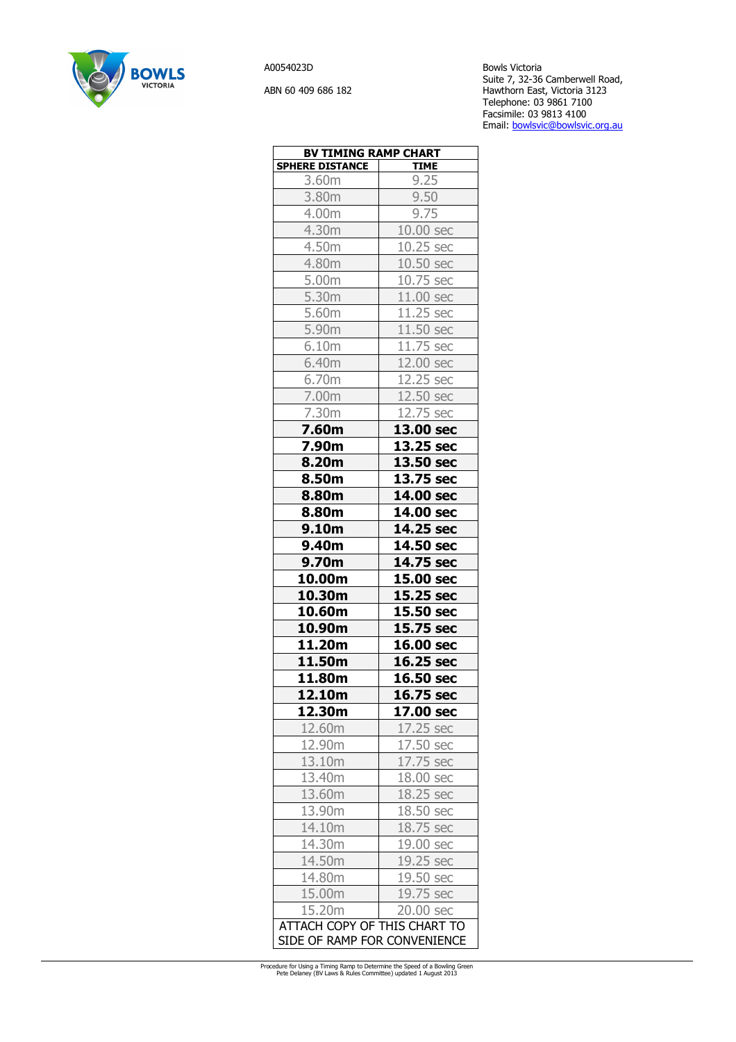A0054023D

ABN 60 409 686 182

Bowls Victoria
Suite 7, 32-36 Camberwell Road,
Hawthorn East, Victoria 3123
Telephone: 03 9861 7100
Facsimile: 03 9813 4100
Email: bowlsvic@bowlsvic.org.au

| BV TIMING RAMP CHART | |
|---|---|
| **SPHERE DISTANCE** | **TIME** |
| 3.60m | 9.25 |
| 3.80m | 9.50 |
| 4.00m | 9.75 |
| 4.30m | 10.00 sec |
| 4.50m | 10.25 sec |
| 4.80m | 10.50 sec |
| 5.00m | 10.75 sec |
| 5.30m | 11.00 sec |
| 5.60m | 11.25 sec |
| 5.90m | 11.50 sec |
| 6.10m | 11.75 sec |
| 6.40m | 12.00 sec |
| 6.70m | 12.25 sec |
| 7.00m | 12.50 sec |
| 7.30m | 12.75 sec |
| **7.60m** | **13.00 sec** |
| **7.90m** | **13.25 sec** |
| **8.20m** | **13.50 sec** |
| **8.50m** | **13.75 sec** |
| **8.80m** | **14.00 sec** |
| **8.80m** | **14.00 sec** |
| **9.10m** | **14.25 sec** |
| **9.40m** | **14.50 sec** |
| **9.70m** | **14.75 sec** |
| **10.00m** | **15.00 sec** |
| **10.30m** | **15.25 sec** |
| **10.60m** | **15.50 sec** |
| **10.90m** | **15.75 sec** |
| **11.20m** | **16.00 sec** |
| **11.50m** | **16.25 sec** |
| **11.80m** | **16.50 sec** |
| **12.10m** | **16.75 sec** |
| **12.30m** | **17.00 sec** |
| 12.60m | 17.25 sec |
| 12.90m | 17.50 sec |
| 13.10m | 17.75 sec |
| 13.40m | 18.00 sec |
| 13.60m | 18.25 sec |
| 13.90m | 18.50 sec |
| 14.10m | 18.75 sec |
| 14.30m | 19.00 sec |
| 14.50m | 19.25 sec |
| 14.80m | 19.50 sec |
| 15.00m | 19.75 sec |
| 15.20m | 20.00 sec |
| ATTACH COPY OF THIS CHART TO SIDE OF RAMP FOR CONVENIENCE | |